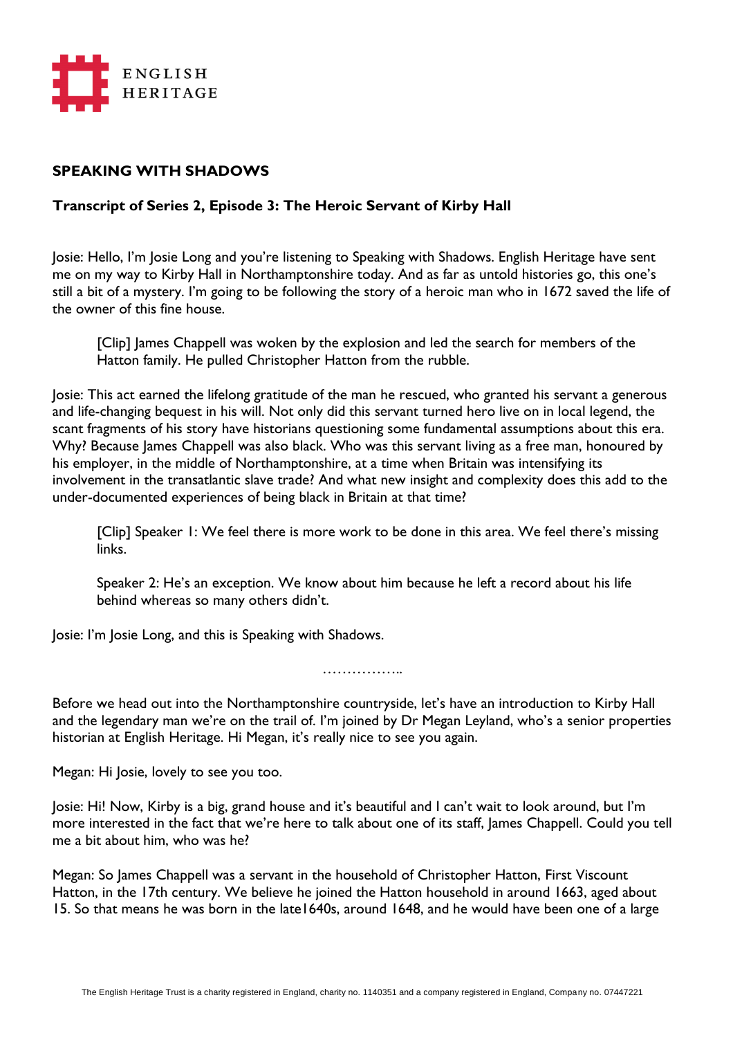## SPEAKING WITH SHADOWS

### Transcript of Series 2, Episode 3: The Heroic Servant of Kirby Hall

Josie: Hello, I'm Josie Long and you're listening to Speaking with Shadows. English Heritage have sent me on my way to Kirby Hall in Northamptonshire today. And as far as untold histories go, this one's still a bit of a mystery. I'm going to be following the story of a heroic man who in 1672 saved the life of the owner of this fine house.

> [Clip] James Chappell was woken by the explosion and led the search for members of the Hatton family. He pulled Christopher Hatton from the rubble.

Josie: This act earned the lifelong gratitude of the man he rescued, who granted his servant a generous and life-changing bequest in his will. Not only did this servant turned hero live on in local legend, the scant fragments of his story have historians questioning some fundamental assumptions about this era. Why? Because James Chappell was also black. Who was this servant living as a free man, honoured by his employer, in the middle of Northamptonshire, at a time when Britain was intensifying its involvement in the transatlantic slave trade? And what new insight and complexity does this add to the under-documented experiences of being black in Britain at that time?

> [Clip] Speaker 1: We feel there is more work to be done in this area. We feel there's missing links.
>
> Speaker 2: He's an exception. We know about him because he left a record about his life behind whereas so many others didn't.

Josie: I'm Josie Long, and this is Speaking with Shadows.

……………..

Before we head out into the Northamptonshire countryside, let's have an introduction to Kirby Hall and the legendary man we're on the trail of. I'm joined by Dr Megan Leyland, who's a senior properties historian at English Heritage. Hi Megan, it's really nice to see you again.

Megan: Hi Josie, lovely to see you too.

Josie: Hi! Now, Kirby is a big, grand house and it's beautiful and I can't wait to look around, but I'm more interested in the fact that we're here to talk about one of its staff, James Chappell. Could you tell me a bit about him, who was he?

Megan: So James Chappell was a servant in the household of Christopher Hatton, First Viscount Hatton, in the 17th century. We believe he joined the Hatton household in around 1663, aged about 15. So that means he was born in the late1640s, around 1648, and he would have been one of a large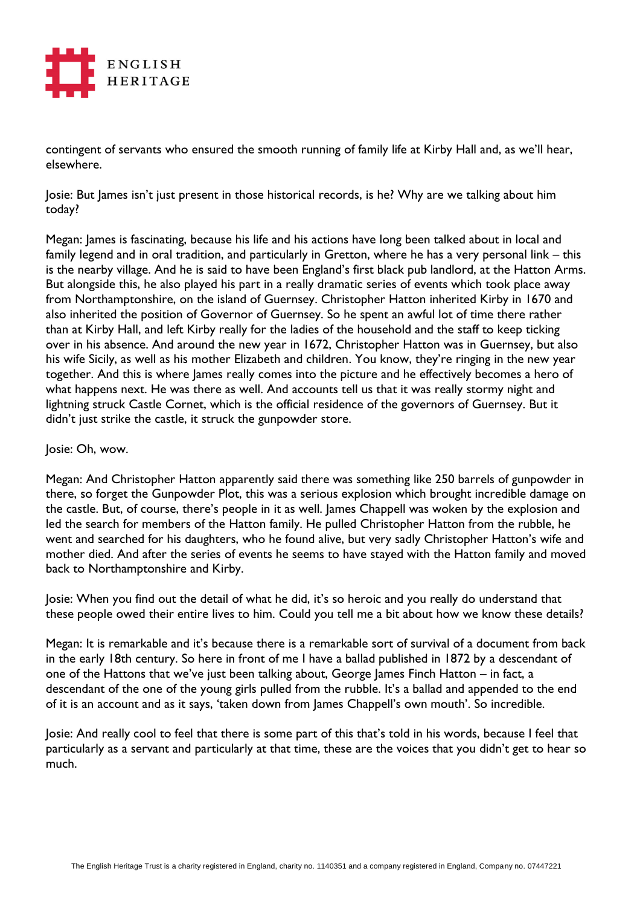contingent of servants who ensured the smooth running of family life at Kirby Hall and, as we'll hear, elsewhere.

Josie: But James isn't just present in those historical records, is he? Why are we talking about him today?

Megan: James is fascinating, because his life and his actions have long been talked about in local and family legend and in oral tradition, and particularly in Gretton, where he has a very personal link – this is the nearby village. And he is said to have been England's first black pub landlord, at the Hatton Arms. But alongside this, he also played his part in a really dramatic series of events which took place away from Northamptonshire, on the island of Guernsey. Christopher Hatton inherited Kirby in 1670 and also inherited the position of Governor of Guernsey. So he spent an awful lot of time there rather than at Kirby Hall, and left Kirby really for the ladies of the household and the staff to keep ticking over in his absence. And around the new year in 1672, Christopher Hatton was in Guernsey, but also his wife Sicily, as well as his mother Elizabeth and children. You know, they're ringing in the new year together. And this is where James really comes into the picture and he effectively becomes a hero of what happens next. He was there as well. And accounts tell us that it was really stormy night and lightning struck Castle Cornet, which is the official residence of the governors of Guernsey. But it didn't just strike the castle, it struck the gunpowder store.

Josie: Oh, wow.

Megan: And Christopher Hatton apparently said there was something like 250 barrels of gunpowder in there, so forget the Gunpowder Plot, this was a serious explosion which brought incredible damage on the castle. But, of course, there's people in it as well. James Chappell was woken by the explosion and led the search for members of the Hatton family. He pulled Christopher Hatton from the rubble, he went and searched for his daughters, who he found alive, but very sadly Christopher Hatton's wife and mother died. And after the series of events he seems to have stayed with the Hatton family and moved back to Northamptonshire and Kirby.

Josie: When you find out the detail of what he did, it's so heroic and you really do understand that these people owed their entire lives to him. Could you tell me a bit about how we know these details?

Megan: It is remarkable and it's because there is a remarkable sort of survival of a document from back in the early 18th century. So here in front of me I have a ballad published in 1872 by a descendant of one of the Hattons that we've just been talking about, George James Finch Hatton – in fact, a descendant of the one of the young girls pulled from the rubble. It's a ballad and appended to the end of it is an account and as it says, 'taken down from James Chappell's own mouth'. So incredible.

Josie: And really cool to feel that there is some part of this that's told in his words, because I feel that particularly as a servant and particularly at that time, these are the voices that you didn't get to hear so much.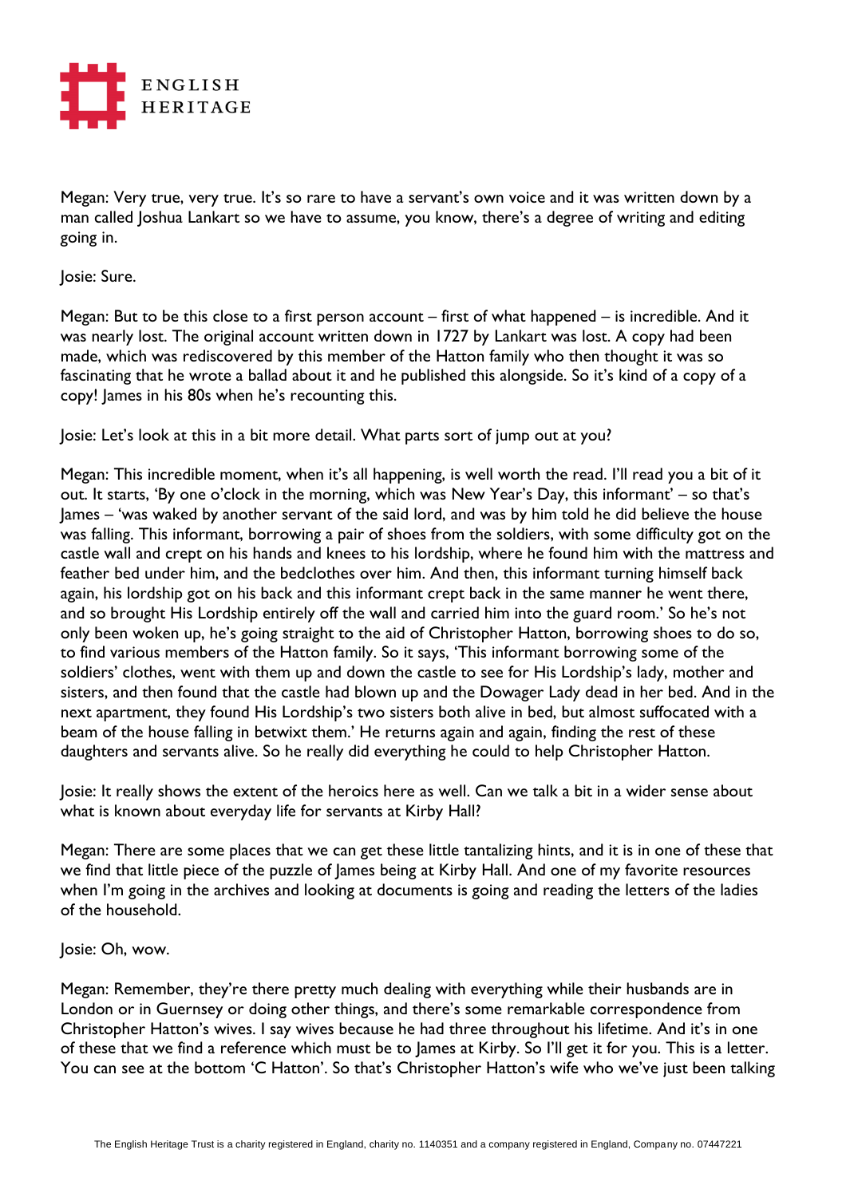Megan: Very true, very true. It's so rare to have a servant's own voice and it was written down by a man called Joshua Lankart so we have to assume, you know, there's a degree of writing and editing going in.

Josie: Sure.

Megan: But to be this close to a first person account – first of what happened – is incredible. And it was nearly lost. The original account written down in 1727 by Lankart was lost. A copy had been made, which was rediscovered by this member of the Hatton family who then thought it was so fascinating that he wrote a ballad about it and he published this alongside. So it's kind of a copy of a copy! James in his 80s when he's recounting this.

Josie: Let's look at this in a bit more detail. What parts sort of jump out at you?

Megan: This incredible moment, when it's all happening, is well worth the read. I'll read you a bit of it out. It starts, 'By one o'clock in the morning, which was New Year's Day, this informant' – so that's James – 'was waked by another servant of the said lord, and was by him told he did believe the house was falling. This informant, borrowing a pair of shoes from the soldiers, with some difficulty got on the castle wall and crept on his hands and knees to his lordship, where he found him with the mattress and feather bed under him, and the bedclothes over him. And then, this informant turning himself back again, his lordship got on his back and this informant crept back in the same manner he went there, and so brought His Lordship entirely off the wall and carried him into the guard room.' So he's not only been woken up, he's going straight to the aid of Christopher Hatton, borrowing shoes to do so, to find various members of the Hatton family. So it says, 'This informant borrowing some of the soldiers' clothes, went with them up and down the castle to see for His Lordship's lady, mother and sisters, and then found that the castle had blown up and the Dowager Lady dead in her bed. And in the next apartment, they found His Lordship's two sisters both alive in bed, but almost suffocated with a beam of the house falling in betwixt them.' He returns again and again, finding the rest of these daughters and servants alive. So he really did everything he could to help Christopher Hatton.

Josie: It really shows the extent of the heroics here as well. Can we talk a bit in a wider sense about what is known about everyday life for servants at Kirby Hall?

Megan: There are some places that we can get these little tantalizing hints, and it is in one of these that we find that little piece of the puzzle of James being at Kirby Hall. And one of my favorite resources when I'm going in the archives and looking at documents is going and reading the letters of the ladies of the household.

Josie: Oh, wow.

Megan: Remember, they're there pretty much dealing with everything while their husbands are in London or in Guernsey or doing other things, and there's some remarkable correspondence from Christopher Hatton's wives. I say wives because he had three throughout his lifetime. And it's in one of these that we find a reference which must be to James at Kirby. So I'll get it for you. This is a letter. You can see at the bottom 'C Hatton'. So that's Christopher Hatton's wife who we've just been talking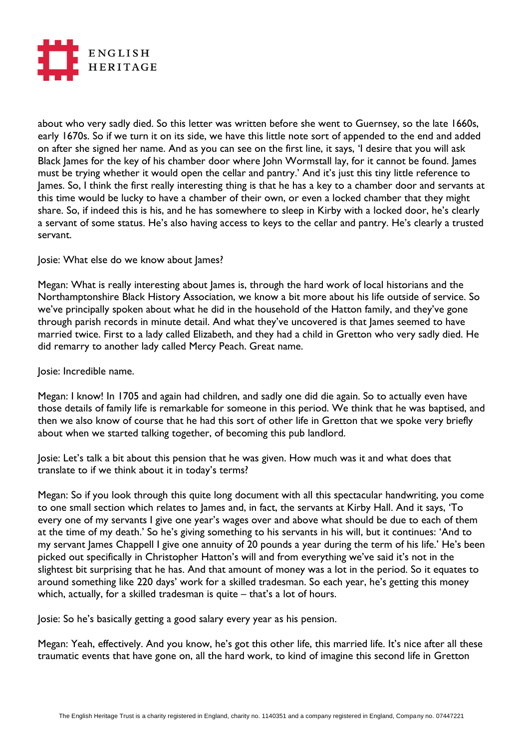about who very sadly died. So this letter was written before she went to Guernsey, so the late 1660s, early 1670s. So if we turn it on its side, we have this little note sort of appended to the end and added on after she signed her name. And as you can see on the first line, it says, 'I desire that you will ask Black James for the key of his chamber door where John Wormstall lay, for it cannot be found. James must be trying whether it would open the cellar and pantry.' And it's just this tiny little reference to James. So, I think the first really interesting thing is that he has a key to a chamber door and servants at this time would be lucky to have a chamber of their own, or even a locked chamber that they might share. So, if indeed this is his, and he has somewhere to sleep in Kirby with a locked door, he's clearly a servant of some status. He's also having access to keys to the cellar and pantry. He's clearly a trusted servant.

Josie: What else do we know about James?

Megan: What is really interesting about James is, through the hard work of local historians and the Northamptonshire Black History Association, we know a bit more about his life outside of service. So we've principally spoken about what he did in the household of the Hatton family, and they've gone through parish records in minute detail. And what they've uncovered is that James seemed to have married twice. First to a lady called Elizabeth, and they had a child in Gretton who very sadly died. He did remarry to another lady called Mercy Peach. Great name.

Josie: Incredible name.

Megan: I know! In 1705 and again had children, and sadly one did die again. So to actually even have those details of family life is remarkable for someone in this period. We think that he was baptised, and then we also know of course that he had this sort of other life in Gretton that we spoke very briefly about when we started talking together, of becoming this pub landlord.

Josie: Let's talk a bit about this pension that he was given. How much was it and what does that translate to if we think about it in today's terms?

Megan: So if you look through this quite long document with all this spectacular handwriting, you come to one small section which relates to James and, in fact, the servants at Kirby Hall. And it says, 'To every one of my servants I give one year's wages over and above what should be due to each of them at the time of my death.' So he's giving something to his servants in his will, but it continues: 'And to my servant James Chappell I give one annuity of 20 pounds a year during the term of his life.' He's been picked out specifically in Christopher Hatton's will and from everything we've said it's not in the slightest bit surprising that he has. And that amount of money was a lot in the period. So it equates to around something like 220 days' work for a skilled tradesman. So each year, he's getting this money which, actually, for a skilled tradesman is quite – that's a lot of hours.

Josie: So he's basically getting a good salary every year as his pension.

Megan: Yeah, effectively. And you know, he's got this other life, this married life. It's nice after all these traumatic events that have gone on, all the hard work, to kind of imagine this second life in Gretton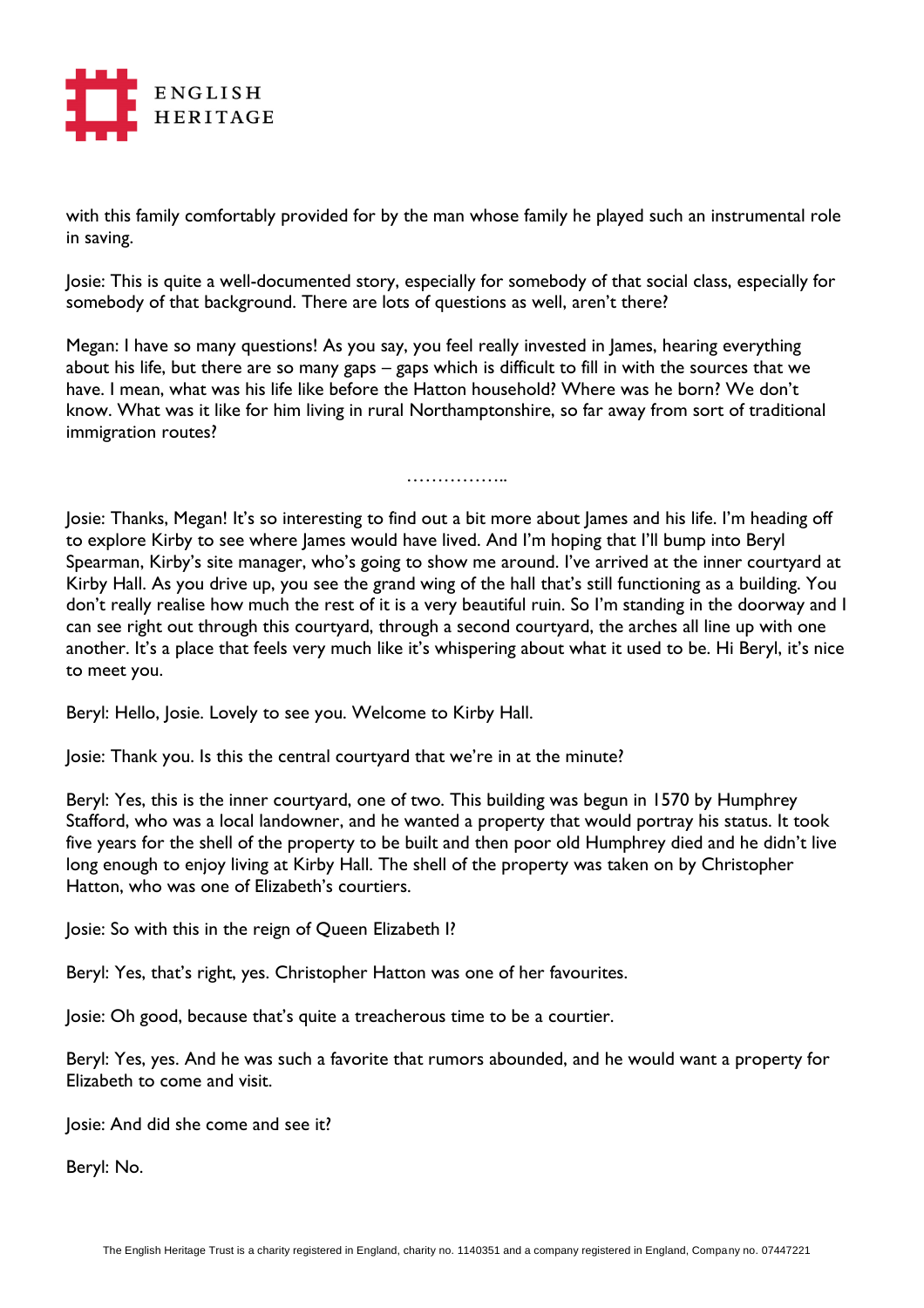with this family comfortably provided for by the man whose family he played such an instrumental role in saving.

Josie: This is quite a well-documented story, especially for somebody of that social class, especially for somebody of that background. There are lots of questions as well, aren't there?

Megan: I have so many questions! As you say, you feel really invested in James, hearing everything about his life, but there are so many gaps – gaps which is difficult to fill in with the sources that we have. I mean, what was his life like before the Hatton household? Where was he born? We don't know. What was it like for him living in rural Northamptonshire, so far away from sort of traditional immigration routes?

……………..

Josie: Thanks, Megan! It's so interesting to find out a bit more about James and his life. I'm heading off to explore Kirby to see where James would have lived. And I'm hoping that I'll bump into Beryl Spearman, Kirby's site manager, who's going to show me around. I've arrived at the inner courtyard at Kirby Hall. As you drive up, you see the grand wing of the hall that's still functioning as a building. You don't really realise how much the rest of it is a very beautiful ruin. So I'm standing in the doorway and I can see right out through this courtyard, through a second courtyard, the arches all line up with one another. It's a place that feels very much like it's whispering about what it used to be. Hi Beryl, it's nice to meet you.

Beryl: Hello, Josie. Lovely to see you. Welcome to Kirby Hall.

Josie: Thank you. Is this the central courtyard that we're in at the minute?

Beryl: Yes, this is the inner courtyard, one of two. This building was begun in 1570 by Humphrey Stafford, who was a local landowner, and he wanted a property that would portray his status. It took five years for the shell of the property to be built and then poor old Humphrey died and he didn't live long enough to enjoy living at Kirby Hall. The shell of the property was taken on by Christopher Hatton, who was one of Elizabeth's courtiers.

Josie: So with this in the reign of Queen Elizabeth I?

Beryl: Yes, that's right, yes. Christopher Hatton was one of her favourites.

Josie: Oh good, because that's quite a treacherous time to be a courtier.

Beryl: Yes, yes. And he was such a favorite that rumors abounded, and he would want a property for Elizabeth to come and visit.

Josie: And did she come and see it?

Beryl: No.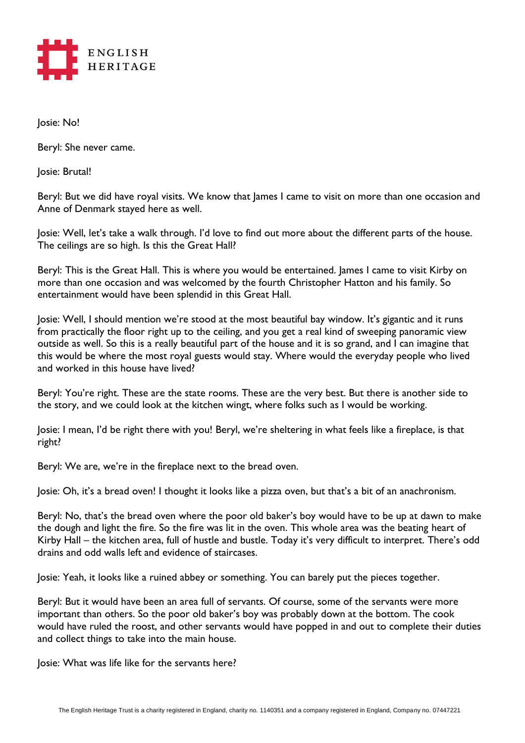Josie: No!

Beryl: She never came.

Josie: Brutal!

Beryl: But we did have royal visits. We know that James I came to visit on more than one occasion and Anne of Denmark stayed here as well.

Josie: Well, let's take a walk through. I'd love to find out more about the different parts of the house. The ceilings are so high. Is this the Great Hall?

Beryl: This is the Great Hall. This is where you would be entertained. James I came to visit Kirby on more than one occasion and was welcomed by the fourth Christopher Hatton and his family. So entertainment would have been splendid in this Great Hall.

Josie: Well, I should mention we're stood at the most beautiful bay window. It's gigantic and it runs from practically the floor right up to the ceiling, and you get a real kind of sweeping panoramic view outside as well. So this is a really beautiful part of the house and it is so grand, and I can imagine that this would be where the most royal guests would stay. Where would the everyday people who lived and worked in this house have lived?

Beryl: You're right. These are the state rooms. These are the very best. But there is another side to the story, and we could look at the kitchen wingt, where folks such as I would be working.

Josie: I mean, I'd be right there with you! Beryl, we're sheltering in what feels like a fireplace, is that right?

Beryl: We are, we're in the fireplace next to the bread oven.

Josie: Oh, it's a bread oven! I thought it looks like a pizza oven, but that's a bit of an anachronism.

Beryl: No, that's the bread oven where the poor old baker's boy would have to be up at dawn to make the dough and light the fire. So the fire was lit in the oven. This whole area was the beating heart of Kirby Hall – the kitchen area, full of hustle and bustle. Today it's very difficult to interpret. There's odd drains and odd walls left and evidence of staircases.

Josie: Yeah, it looks like a ruined abbey or something. You can barely put the pieces together.

Beryl: But it would have been an area full of servants. Of course, some of the servants were more important than others. So the poor old baker's boy was probably down at the bottom. The cook would have ruled the roost, and other servants would have popped in and out to complete their duties and collect things to take into the main house.

Josie: What was life like for the servants here?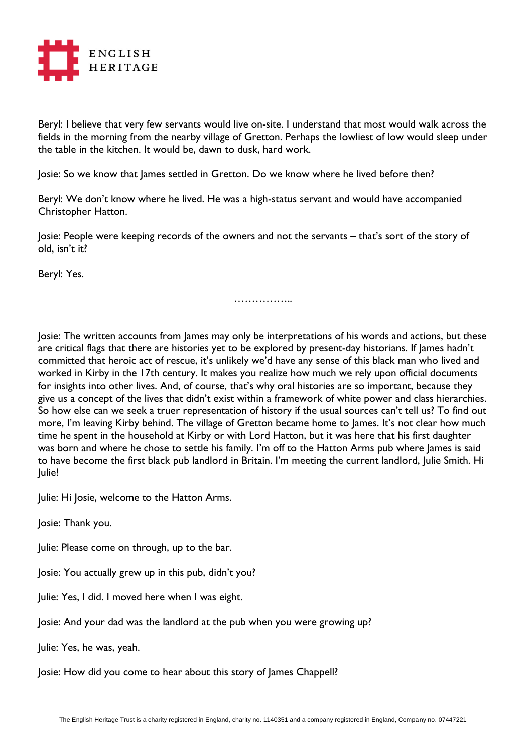Beryl: I believe that very few servants would live on-site. I understand that most would walk across the fields in the morning from the nearby village of Gretton. Perhaps the lowliest of low would sleep under the table in the kitchen. It would be, dawn to dusk, hard work.

Josie: So we know that James settled in Gretton. Do we know where he lived before then?

Beryl: We don't know where he lived. He was a high-status servant and would have accompanied Christopher Hatton.

Josie: People were keeping records of the owners and not the servants – that's sort of the story of old, isn't it?

Beryl: Yes.

……………..

Josie: The written accounts from James may only be interpretations of his words and actions, but these are critical flags that there are histories yet to be explored by present-day historians. If James hadn't committed that heroic act of rescue, it's unlikely we'd have any sense of this black man who lived and worked in Kirby in the 17th century. It makes you realize how much we rely upon official documents for insights into other lives. And, of course, that's why oral histories are so important, because they give us a concept of the lives that didn't exist within a framework of white power and class hierarchies. So how else can we seek a truer representation of history if the usual sources can't tell us? To find out more, I'm leaving Kirby behind. The village of Gretton became home to James. It's not clear how much time he spent in the household at Kirby or with Lord Hatton, but it was here that his first daughter was born and where he chose to settle his family. I'm off to the Hatton Arms pub where James is said to have become the first black pub landlord in Britain. I'm meeting the current landlord, Julie Smith. Hi Julie!

Julie: Hi Josie, welcome to the Hatton Arms.

Josie: Thank you.

Julie: Please come on through, up to the bar.

Josie: You actually grew up in this pub, didn't you?

Julie: Yes, I did. I moved here when I was eight.

Josie: And your dad was the landlord at the pub when you were growing up?

Julie: Yes, he was, yeah.

Josie: How did you come to hear about this story of James Chappell?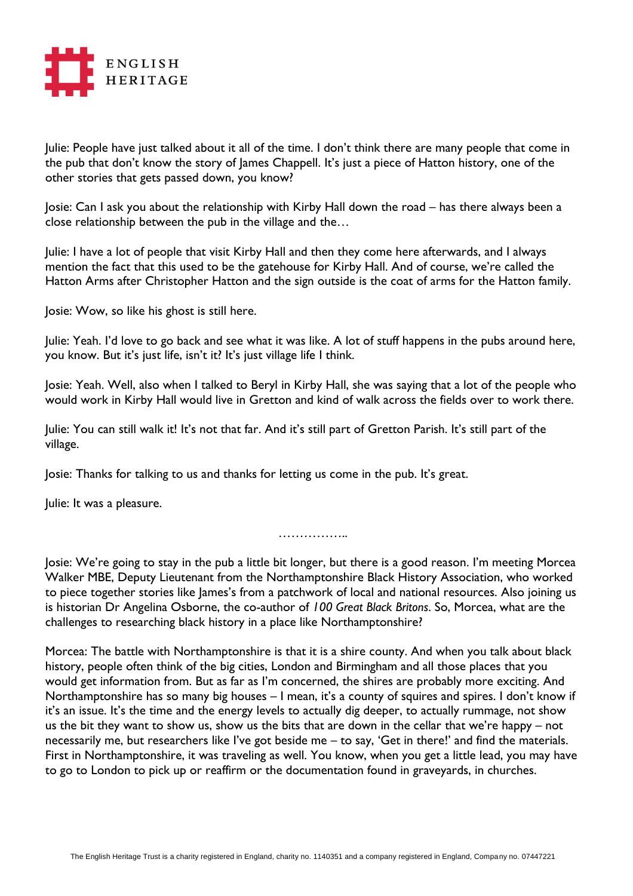Julie: People have just talked about it all of the time. I don't think there are many people that come in the pub that don't know the story of James Chappell. It's just a piece of Hatton history, one of the other stories that gets passed down, you know?

Josie: Can I ask you about the relationship with Kirby Hall down the road – has there always been a close relationship between the pub in the village and the…

Julie: I have a lot of people that visit Kirby Hall and then they come here afterwards, and I always mention the fact that this used to be the gatehouse for Kirby Hall. And of course, we're called the Hatton Arms after Christopher Hatton and the sign outside is the coat of arms for the Hatton family.

Josie: Wow, so like his ghost is still here.

Julie: Yeah. I'd love to go back and see what it was like. A lot of stuff happens in the pubs around here, you know. But it's just life, isn't it? It's just village life I think.

Josie: Yeah. Well, also when I talked to Beryl in Kirby Hall, she was saying that a lot of the people who would work in Kirby Hall would live in Gretton and kind of walk across the fields over to work there.

Julie: You can still walk it! It's not that far. And it's still part of Gretton Parish. It's still part of the village.

Josie: Thanks for talking to us and thanks for letting us come in the pub. It's great.

Julie: It was a pleasure.

……………..

Josie: We're going to stay in the pub a little bit longer, but there is a good reason. I'm meeting Morcea Walker MBE, Deputy Lieutenant from the Northamptonshire Black History Association, who worked to piece together stories like James's from a patchwork of local and national resources. Also joining us is historian Dr Angelina Osborne, the co-author of *100 Great Black Britons*. So, Morcea, what are the challenges to researching black history in a place like Northamptonshire?

Morcea: The battle with Northamptonshire is that it is a shire county. And when you talk about black history, people often think of the big cities, London and Birmingham and all those places that you would get information from. But as far as I'm concerned, the shires are probably more exciting. And Northamptonshire has so many big houses – I mean, it's a county of squires and spires. I don't know if it's an issue. It's the time and the energy levels to actually dig deeper, to actually rummage, not show us the bit they want to show us, show us the bits that are down in the cellar that we're happy – not necessarily me, but researchers like I've got beside me – to say, 'Get in there!' and find the materials. First in Northamptonshire, it was traveling as well. You know, when you get a little lead, you may have to go to London to pick up or reaffirm or the documentation found in graveyards, in churches.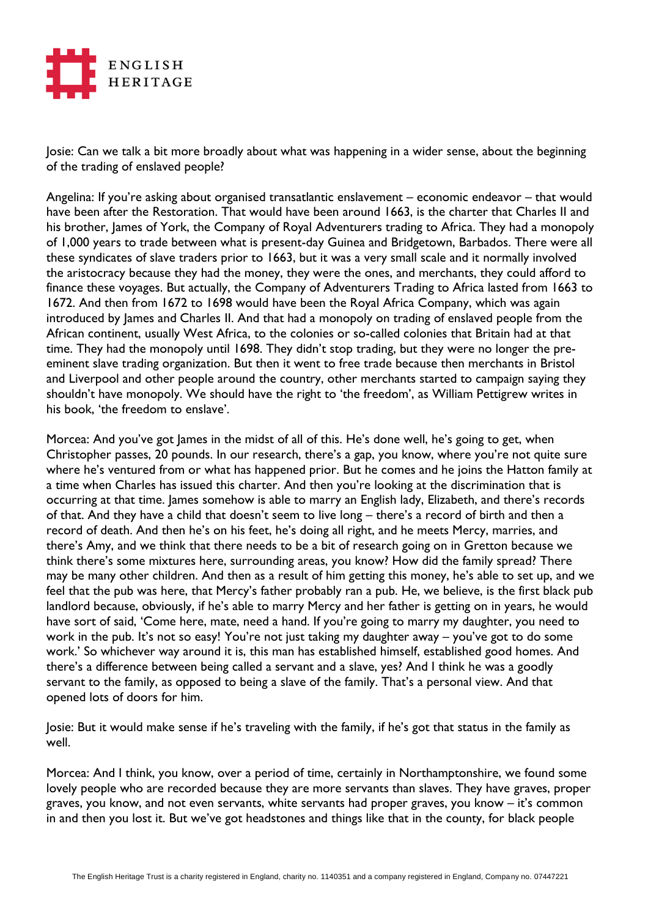Josie: Can we talk a bit more broadly about what was happening in a wider sense, about the beginning of the trading of enslaved people?

Angelina: If you're asking about organised transatlantic enslavement – economic endeavor – that would have been after the Restoration. That would have been around 1663, is the charter that Charles II and his brother, James of York, the Company of Royal Adventurers trading to Africa. They had a monopoly of 1,000 years to trade between what is present-day Guinea and Bridgetown, Barbados. There were all these syndicates of slave traders prior to 1663, but it was a very small scale and it normally involved the aristocracy because they had the money, they were the ones, and merchants, they could afford to finance these voyages. But actually, the Company of Adventurers Trading to Africa lasted from 1663 to 1672. And then from 1672 to 1698 would have been the Royal Africa Company, which was again introduced by James and Charles II. And that had a monopoly on trading of enslaved people from the African continent, usually West Africa, to the colonies or so-called colonies that Britain had at that time. They had the monopoly until 1698. They didn't stop trading, but they were no longer the pre-eminent slave trading organization. But then it went to free trade because then merchants in Bristol and Liverpool and other people around the country, other merchants started to campaign saying they shouldn't have monopoly. We should have the right to 'the freedom', as William Pettigrew writes in his book, 'the freedom to enslave'.

Morcea: And you've got James in the midst of all of this. He's done well, he's going to get, when Christopher passes, 20 pounds. In our research, there's a gap, you know, where you're not quite sure where he's ventured from or what has happened prior. But he comes and he joins the Hatton family at a time when Charles has issued this charter. And then you're looking at the discrimination that is occurring at that time. James somehow is able to marry an English lady, Elizabeth, and there's records of that. And they have a child that doesn't seem to live long – there's a record of birth and then a record of death. And then he's on his feet, he's doing all right, and he meets Mercy, marries, and there's Amy, and we think that there needs to be a bit of research going on in Gretton because we think there's some mixtures here, surrounding areas, you know? How did the family spread? There may be many other children. And then as a result of him getting this money, he's able to set up, and we feel that the pub was here, that Mercy's father probably ran a pub. He, we believe, is the first black pub landlord because, obviously, if he's able to marry Mercy and her father is getting on in years, he would have sort of said, 'Come here, mate, need a hand. If you're going to marry my daughter, you need to work in the pub. It's not so easy! You're not just taking my daughter away – you've got to do some work.' So whichever way around it is, this man has established himself, established good homes. And there's a difference between being called a servant and a slave, yes? And I think he was a goodly servant to the family, as opposed to being a slave of the family. That's a personal view. And that opened lots of doors for him.

Josie: But it would make sense if he's traveling with the family, if he's got that status in the family as well.

Morcea: And I think, you know, over a period of time, certainly in Northamptonshire, we found some lovely people who are recorded because they are more servants than slaves. They have graves, proper graves, you know, and not even servants, white servants had proper graves, you know – it's common in and then you lost it. But we've got headstones and things like that in the county, for black people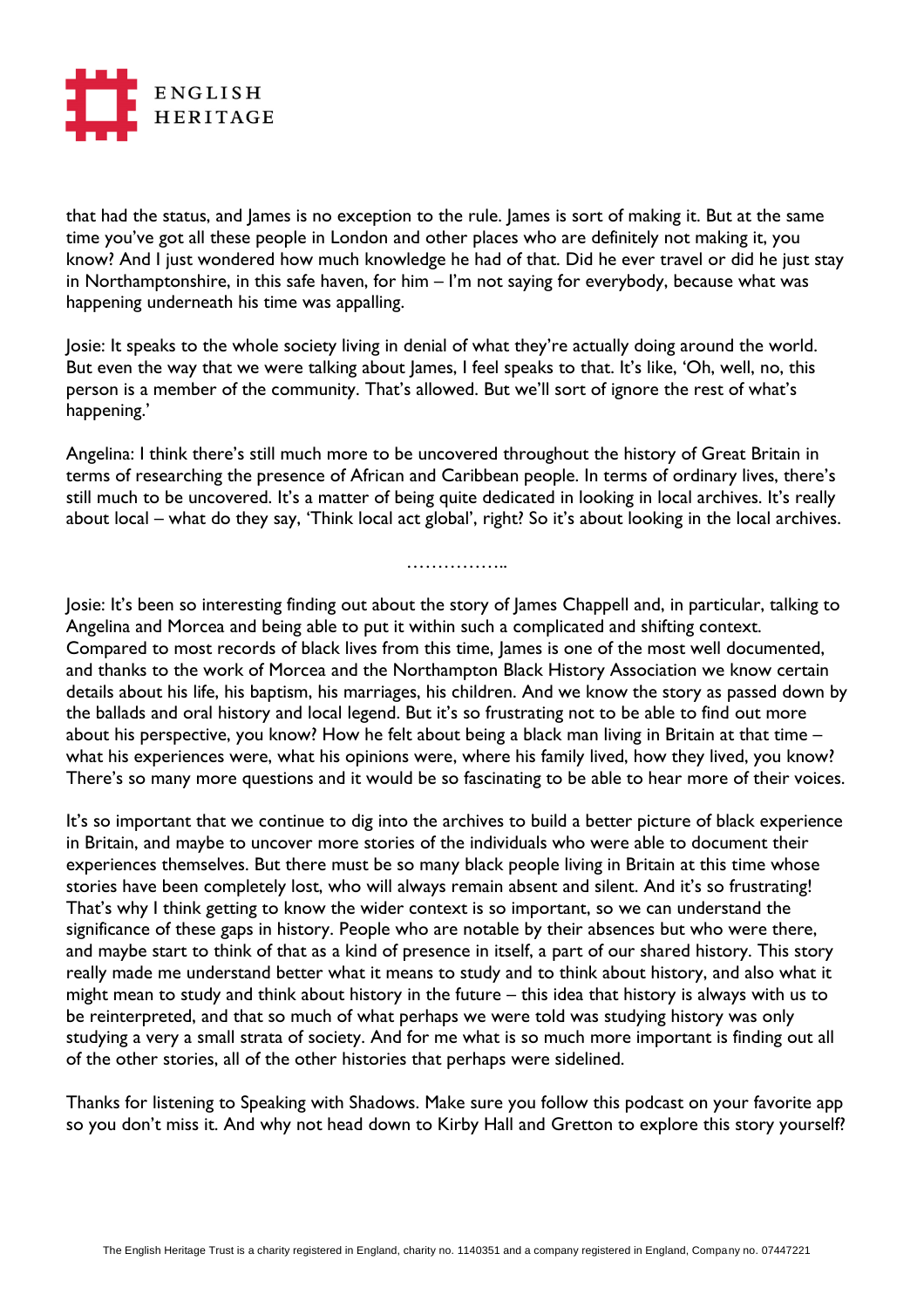that had the status, and James is no exception to the rule. James is sort of making it. But at the same time you've got all these people in London and other places who are definitely not making it, you know? And I just wondered how much knowledge he had of that. Did he ever travel or did he just stay in Northamptonshire, in this safe haven, for him – I'm not saying for everybody, because what was happening underneath his time was appalling.

Josie: It speaks to the whole society living in denial of what they're actually doing around the world. But even the way that we were talking about James, I feel speaks to that. It's like, 'Oh, well, no, this person is a member of the community. That's allowed. But we'll sort of ignore the rest of what's happening.'

Angelina: I think there's still much more to be uncovered throughout the history of Great Britain in terms of researching the presence of African and Caribbean people. In terms of ordinary lives, there's still much to be uncovered. It's a matter of being quite dedicated in looking in local archives. It's really about local – what do they say, 'Think local act global', right? So it's about looking in the local archives.

……………..

Josie: It's been so interesting finding out about the story of James Chappell and, in particular, talking to Angelina and Morcea and being able to put it within such a complicated and shifting context. Compared to most records of black lives from this time, James is one of the most well documented, and thanks to the work of Morcea and the Northampton Black History Association we know certain details about his life, his baptism, his marriages, his children. And we know the story as passed down by the ballads and oral history and local legend. But it's so frustrating not to be able to find out more about his perspective, you know? How he felt about being a black man living in Britain at that time – what his experiences were, what his opinions were, where his family lived, how they lived, you know? There's so many more questions and it would be so fascinating to be able to hear more of their voices.

It's so important that we continue to dig into the archives to build a better picture of black experience in Britain, and maybe to uncover more stories of the individuals who were able to document their experiences themselves. But there must be so many black people living in Britain at this time whose stories have been completely lost, who will always remain absent and silent. And it's so frustrating! That's why I think getting to know the wider context is so important, so we can understand the significance of these gaps in history. People who are notable by their absences but who were there, and maybe start to think of that as a kind of presence in itself, a part of our shared history. This story really made me understand better what it means to study and to think about history, and also what it might mean to study and think about history in the future – this idea that history is always with us to be reinterpreted, and that so much of what perhaps we were told was studying history was only studying a very a small strata of society. And for me what is so much more important is finding out all of the other stories, all of the other histories that perhaps were sidelined.

Thanks for listening to Speaking with Shadows. Make sure you follow this podcast on your favorite app so you don't miss it. And why not head down to Kirby Hall and Gretton to explore this story yourself?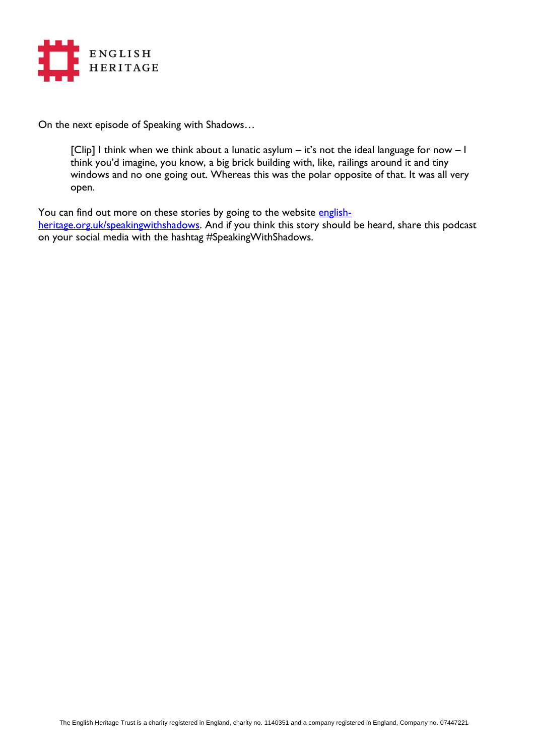On the next episode of Speaking with Shadows…

> [Clip] I think when we think about a lunatic asylum – it's not the ideal language for now – I think you'd imagine, you know, a big brick building with, like, railings around it and tiny windows and no one going out. Whereas this was the polar opposite of that. It was all very open.

You can find out more on these stories by going to the website [english-heritage.org.uk/speakingwithshadows](https://english-heritage.org.uk/speakingwithshadows). And if you think this story should be heard, share this podcast on your social media with the hashtag #SpeakingWithShadows.